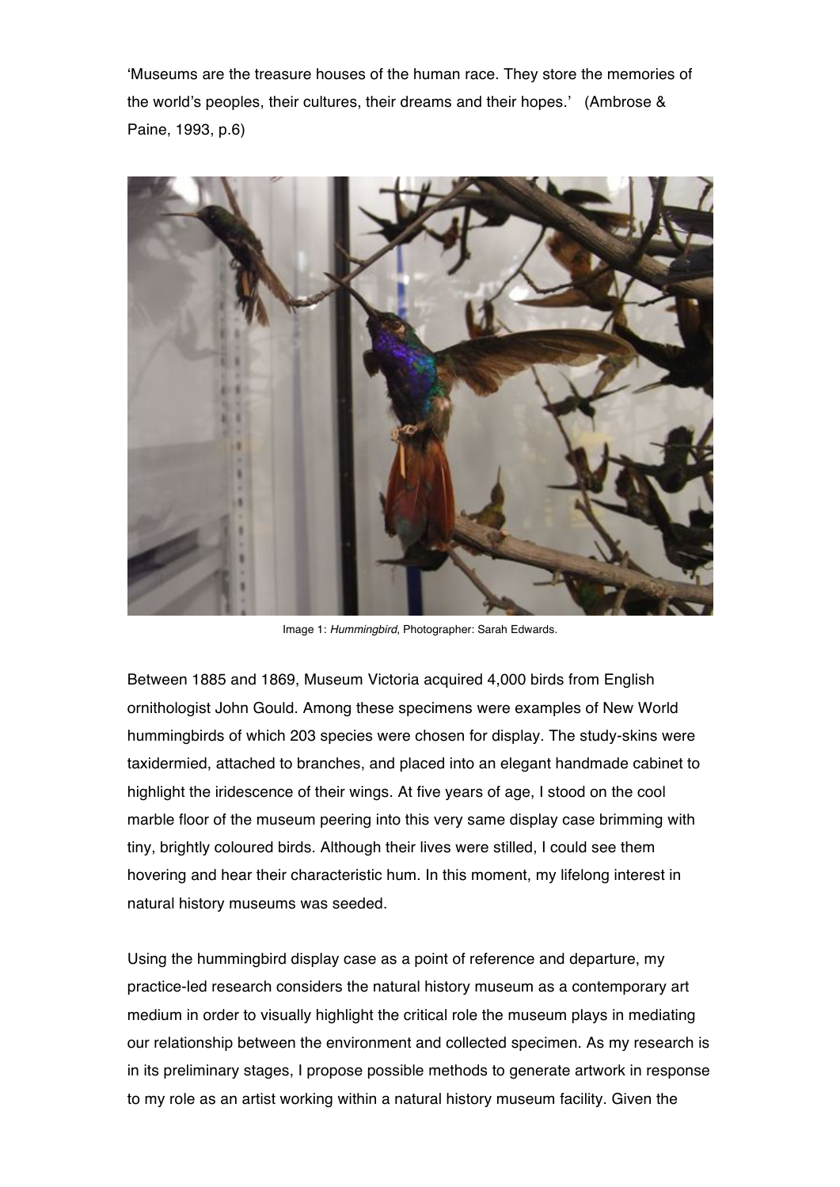'Museums are the treasure houses of the human race. They store the memories of the world's peoples, their cultures, their dreams and their hopes.' (Ambrose & Paine, 1993, p.6)

Image 1: *Hummingbird*, Photographer: Sarah Edwards.

Between 1885 and 1869, Museum Victoria acquired 4,000 birds from English ornithologist John Gould. Among these specimens were examples of New World hummingbirds of which 203 species were chosen for display. The study-skins were taxidermied, attached to branches, and placed into an elegant handmade cabinet to highlight the iridescence of their wings. At five years of age, I stood on the cool marble floor of the museum peering into this very same display case brimming with tiny, brightly coloured birds. Although their lives were stilled, I could see them hovering and hear their characteristic hum. In this moment, my lifelong interest in natural history museums was seeded.

Using the hummingbird display case as a point of reference and departure, my practice-led research considers the natural history museum as a contemporary art medium in order to visually highlight the critical role the museum plays in mediating our relationship between the environment and collected specimen. As my research is in its preliminary stages, I propose possible methods to generate artwork in response to my role as an artist working within a natural history museum facility. Given the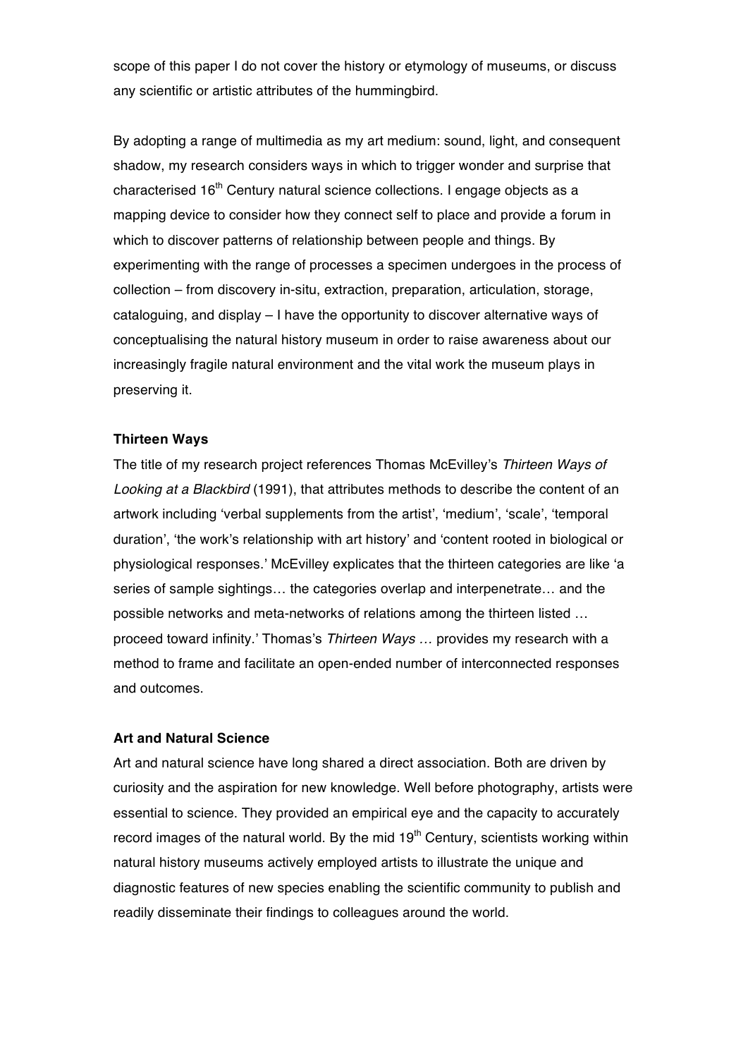scope of this paper I do not cover the history or etymology of museums, or discuss any scientific or artistic attributes of the hummingbird.

By adopting a range of multimedia as my art medium: sound, light, and consequent shadow, my research considers ways in which to trigger wonder and surprise that characterised 16th Century natural science collections. I engage objects as a mapping device to consider how they connect self to place and provide a forum in which to discover patterns of relationship between people and things. By experimenting with the range of processes a specimen undergoes in the process of collection – from discovery in-situ, extraction, preparation, articulation, storage, cataloguing, and display – I have the opportunity to discover alternative ways of conceptualising the natural history museum in order to raise awareness about our increasingly fragile natural environment and the vital work the museum plays in preserving it.

**Thirteen Ways**

The title of my research project references Thomas McEvilley's *Thirteen Ways of Looking at a Blackbird* (1991), that attributes methods to describe the content of an artwork including 'verbal supplements from the artist', 'medium', 'scale', 'temporal duration', 'the work's relationship with art history' and 'content rooted in biological or physiological responses.' McEvilley explicates that the thirteen categories are like 'a series of sample sightings… the categories overlap and interpenetrate… and the possible networks and meta-networks of relations among the thirteen listed … proceed toward infinity.' Thomas's *Thirteen Ways …* provides my research with a method to frame and facilitate an open-ended number of interconnected responses and outcomes.

**Art and Natural Science**

Art and natural science have long shared a direct association. Both are driven by curiosity and the aspiration for new knowledge. Well before photography, artists were essential to science. They provided an empirical eye and the capacity to accurately record images of the natural world. By the mid 19th Century, scientists working within natural history museums actively employed artists to illustrate the unique and diagnostic features of new species enabling the scientific community to publish and readily disseminate their findings to colleagues around the world.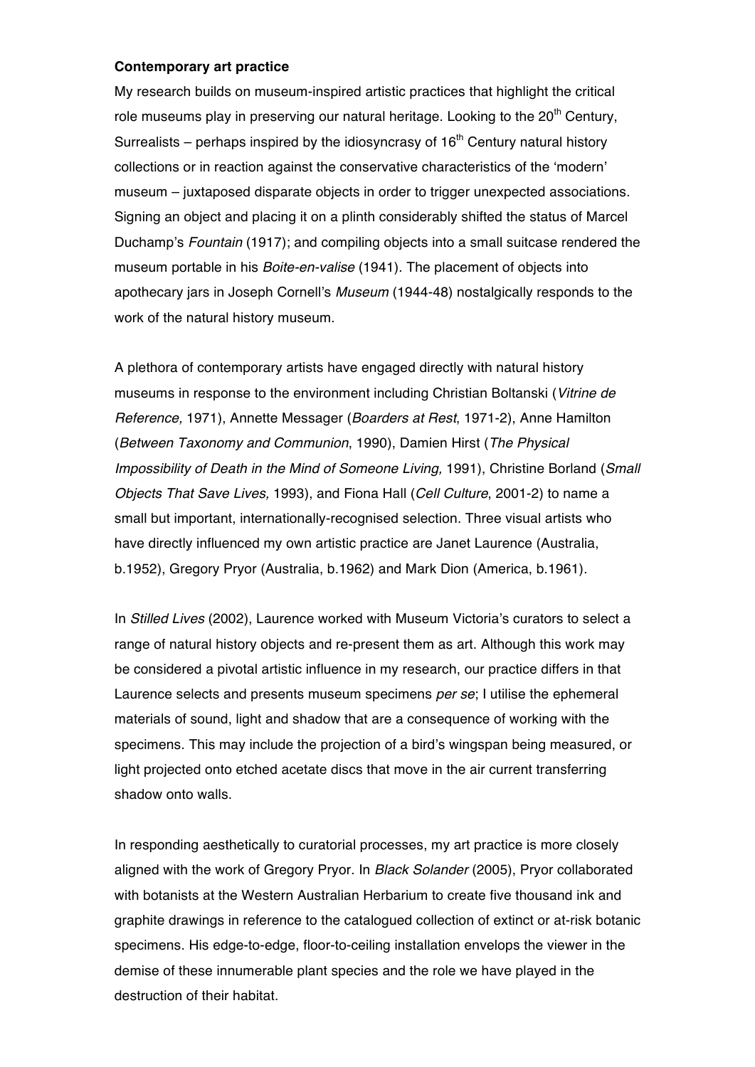**Contemporary art practice**

My research builds on museum-inspired artistic practices that highlight the critical role museums play in preserving our natural heritage. Looking to the 20th Century, Surrealists – perhaps inspired by the idiosyncrasy of 16th Century natural history collections or in reaction against the conservative characteristics of the 'modern' museum – juxtaposed disparate objects in order to trigger unexpected associations. Signing an object and placing it on a plinth considerably shifted the status of Marcel Duchamp's *Fountain* (1917); and compiling objects into a small suitcase rendered the museum portable in his *Boite-en-valise* (1941). The placement of objects into apothecary jars in Joseph Cornell's *Museum* (1944-48) nostalgically responds to the work of the natural history museum.

A plethora of contemporary artists have engaged directly with natural history museums in response to the environment including Christian Boltanski (*Vitrine de Reference,* 1971), Annette Messager (*Boarders at Rest*, 1971-2), Anne Hamilton (*Between Taxonomy and Communion*, 1990), Damien Hirst (*The Physical Impossibility of Death in the Mind of Someone Living,* 1991), Christine Borland (*Small Objects That Save Lives,* 1993), and Fiona Hall (*Cell Culture*, 2001-2) to name a small but important, internationally-recognised selection. Three visual artists who have directly influenced my own artistic practice are Janet Laurence (Australia, b.1952), Gregory Pryor (Australia, b.1962) and Mark Dion (America, b.1961).

In *Stilled Lives* (2002), Laurence worked with Museum Victoria's curators to select a range of natural history objects and re-present them as art. Although this work may be considered a pivotal artistic influence in my research, our practice differs in that Laurence selects and presents museum specimens *per se*; I utilise the ephemeral materials of sound, light and shadow that are a consequence of working with the specimens. This may include the projection of a bird's wingspan being measured, or light projected onto etched acetate discs that move in the air current transferring shadow onto walls.

In responding aesthetically to curatorial processes, my art practice is more closely aligned with the work of Gregory Pryor. In *Black Solander* (2005), Pryor collaborated with botanists at the Western Australian Herbarium to create five thousand ink and graphite drawings in reference to the catalogued collection of extinct or at-risk botanic specimens. His edge-to-edge, floor-to-ceiling installation envelops the viewer in the demise of these innumerable plant species and the role we have played in the destruction of their habitat.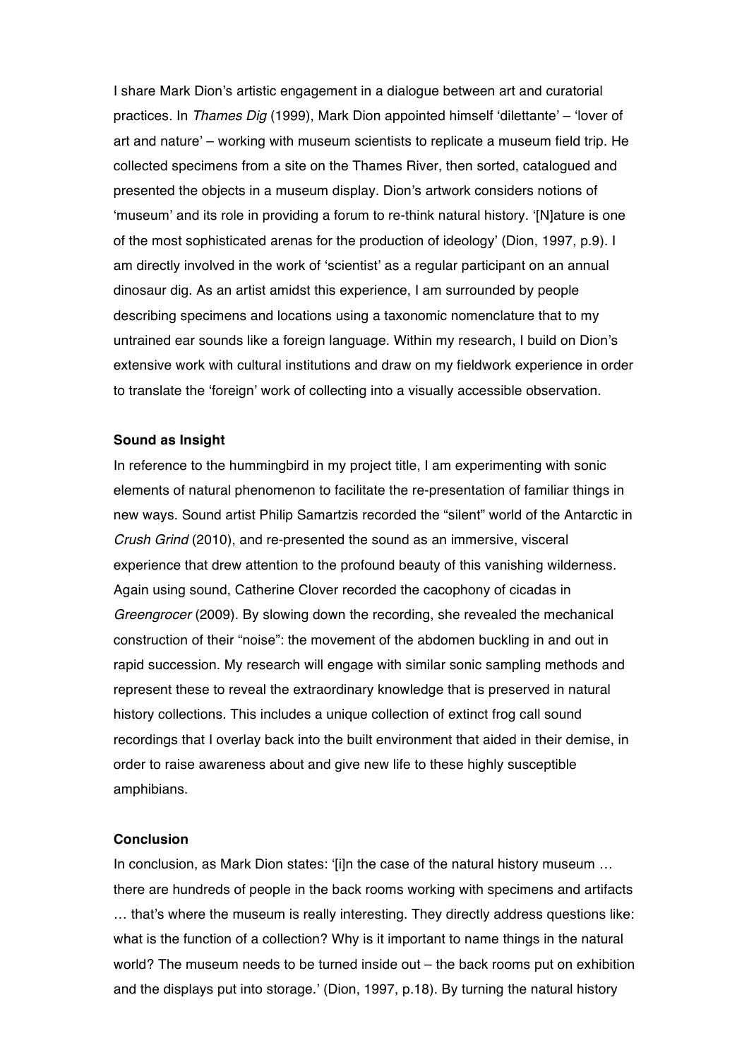I share Mark Dion's artistic engagement in a dialogue between art and curatorial practices. In *Thames Dig* (1999), Mark Dion appointed himself 'dilettante' – 'lover of art and nature' – working with museum scientists to replicate a museum field trip. He collected specimens from a site on the Thames River, then sorted, catalogued and presented the objects in a museum display. Dion's artwork considers notions of 'museum' and its role in providing a forum to re-think natural history. '[N]ature is one of the most sophisticated arenas for the production of ideology' (Dion, 1997, p.9). I am directly involved in the work of 'scientist' as a regular participant on an annual dinosaur dig. As an artist amidst this experience, I am surrounded by people describing specimens and locations using a taxonomic nomenclature that to my untrained ear sounds like a foreign language. Within my research, I build on Dion's extensive work with cultural institutions and draw on my fieldwork experience in order to translate the 'foreign' work of collecting into a visually accessible observation.

**Sound as Insight**

In reference to the hummingbird in my project title, I am experimenting with sonic elements of natural phenomenon to facilitate the re-presentation of familiar things in new ways. Sound artist Philip Samartzis recorded the "silent" world of the Antarctic in *Crush Grind* (2010), and re-presented the sound as an immersive, visceral experience that drew attention to the profound beauty of this vanishing wilderness. Again using sound, Catherine Clover recorded the cacophony of cicadas in *Greengrocer* (2009). By slowing down the recording, she revealed the mechanical construction of their "noise": the movement of the abdomen buckling in and out in rapid succession. My research will engage with similar sonic sampling methods and represent these to reveal the extraordinary knowledge that is preserved in natural history collections. This includes a unique collection of extinct frog call sound recordings that I overlay back into the built environment that aided in their demise, in order to raise awareness about and give new life to these highly susceptible amphibians.

**Conclusion**

In conclusion, as Mark Dion states: '[i]n the case of the natural history museum … there are hundreds of people in the back rooms working with specimens and artifacts … that's where the museum is really interesting. They directly address questions like: what is the function of a collection? Why is it important to name things in the natural world? The museum needs to be turned inside out – the back rooms put on exhibition and the displays put into storage.' (Dion, 1997, p.18). By turning the natural history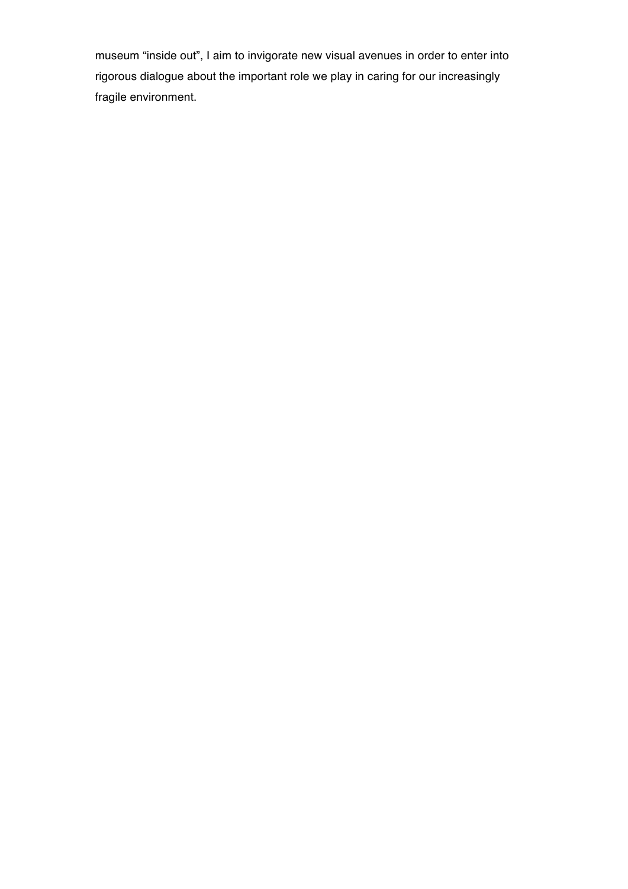museum “inside out”, I aim to invigorate new visual avenues in order to enter into rigorous dialogue about the important role we play in caring for our increasingly fragile environment.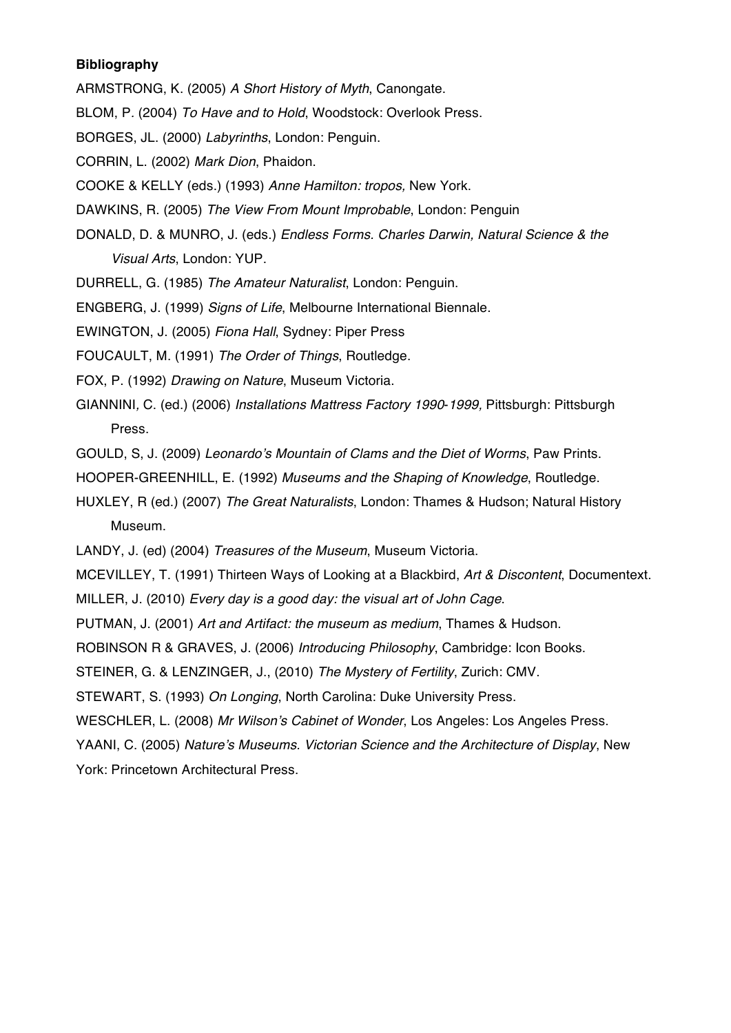**Bibliography**

ARMSTRONG, K. (2005) *A Short History of Myth*, Canongate.

BLOM, P. (2004) *To Have and to Hold*, Woodstock: Overlook Press.

BORGES, JL. (2000) *Labyrinths*, London: Penguin.

CORRIN, L. (2002) *Mark Dion*, Phaidon.

COOKE & KELLY (eds.) (1993) *Anne Hamilton: tropos,* New York.

DAWKINS, R. (2005) *The View From Mount Improbable*, London: Penguin

DONALD, D. & MUNRO, J. (eds.) *Endless Forms. Charles Darwin, Natural Science & the Visual Arts*, London: YUP.

DURRELL, G. (1985) *The Amateur Naturalist*, London: Penguin.

ENGBERG, J. (1999) *Signs of Life*, Melbourne International Biennale.

EWINGTON, J. (2005) *Fiona Hall*, Sydney: Piper Press

FOUCAULT, M. (1991) *The Order of Things*, Routledge.

FOX, P. (1992) *Drawing on Nature*, Museum Victoria.

GIANNINI*,* C. (ed.) (2006) *Installations Mattress Factory 1990-1999,* Pittsburgh: Pittsburgh Press.

GOULD, S, J. (2009) *Leonardo's Mountain of Clams and the Diet of Worms*, Paw Prints.

HOOPER-GREENHILL, E. (1992) *Museums and the Shaping of Knowledge*, Routledge.

HUXLEY, R (ed.) (2007) *The Great Naturalists*, London: Thames & Hudson; Natural History Museum.

LANDY, J. (ed) (2004) *Treasures of the Museum*, Museum Victoria.

MCEVILLEY, T. (1991) Thirteen Ways of Looking at a Blackbird, *Art & Discontent*, Documentext.

MILLER, J. (2010) *Every day is a good day: the visual art of John Cage*.

PUTMAN, J. (2001) *Art and Artifact: the museum as medium*, Thames & Hudson.

ROBINSON R & GRAVES, J. (2006) *Introducing Philosophy*, Cambridge: Icon Books.

STEINER, G. & LENZINGER, J., (2010) *The Mystery of Fertility*, Zurich: CMV.

STEWART, S. (1993) *On Longing*, North Carolina: Duke University Press.

WESCHLER, L. (2008) *Mr Wilson's Cabinet of Wonder*, Los Angeles: Los Angeles Press.

YAANI, C. (2005) *Nature's Museums. Victorian Science and the Architecture of Display*, New York: Princetown Architectural Press.